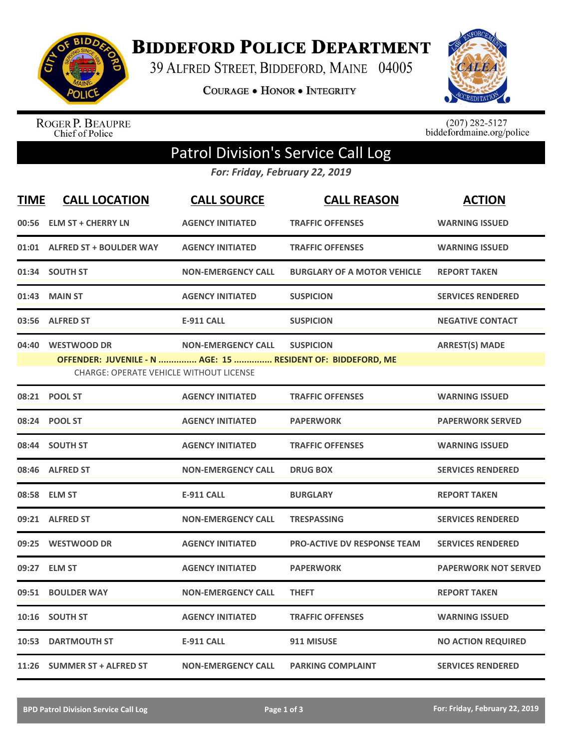# Biddeford Police Department

39 Alfred Street, Biddeford, Maine 04005

Courage • Honor • Integrity

Roger P. Beaupre
Chief of Police

(207) 282-5127
biddefordmaine.org/police

## Patrol Division's Service Call Log

*For: Friday, February 22, 2019*

| TIME | CALL LOCATION | CALL SOURCE | CALL REASON | ACTION |
|---|---|---|---|---|
| 00:56 | ELM ST + CHERRY LN | AGENCY INITIATED | TRAFFIC OFFENSES | WARNING ISSUED |
| 01:01 | ALFRED ST + BOULDER WAY | AGENCY INITIATED | TRAFFIC OFFENSES | WARNING ISSUED |
| 01:34 | SOUTH ST | NON-EMERGENCY CALL | BURGLARY OF A MOTOR VEHICLE | REPORT TAKEN |
| 01:43 | MAIN ST | AGENCY INITIATED | SUSPICION | SERVICES RENDERED |
| 03:56 | ALFRED ST | E-911 CALL | SUSPICION | NEGATIVE CONTACT |
| 04:40 | WESTWOOD DR | NON-EMERGENCY CALL | SUSPICION | ARREST(S) MADE |
| | OFFENDER: JUVENILE - N ............... AGE: 15 ............... RESIDENT OF: BIDDEFORD, ME | | | |
| | CHARGE: OPERATE VEHICLE WITHOUT LICENSE | | | |
| 08:21 | POOL ST | AGENCY INITIATED | TRAFFIC OFFENSES | WARNING ISSUED |
| 08:24 | POOL ST | AGENCY INITIATED | PAPERWORK | PAPERWORK SERVED |
| 08:44 | SOUTH ST | AGENCY INITIATED | TRAFFIC OFFENSES | WARNING ISSUED |
| 08:46 | ALFRED ST | NON-EMERGENCY CALL | DRUG BOX | SERVICES RENDERED |
| 08:58 | ELM ST | E-911 CALL | BURGLARY | REPORT TAKEN |
| 09:21 | ALFRED ST | NON-EMERGENCY CALL | TRESPASSING | SERVICES RENDERED |
| 09:25 | WESTWOOD DR | AGENCY INITIATED | PRO-ACTIVE DV RESPONSE TEAM | SERVICES RENDERED |
| 09:27 | ELM ST | AGENCY INITIATED | PAPERWORK | PAPERWORK NOT SERVED |
| 09:51 | BOULDER WAY | NON-EMERGENCY CALL | THEFT | REPORT TAKEN |
| 10:16 | SOUTH ST | AGENCY INITIATED | TRAFFIC OFFENSES | WARNING ISSUED |
| 10:53 | DARTMOUTH ST | E-911 CALL | 911 MISUSE | NO ACTION REQUIRED |
| 11:26 | SUMMER ST + ALFRED ST | NON-EMERGENCY CALL | PARKING COMPLAINT | SERVICES RENDERED |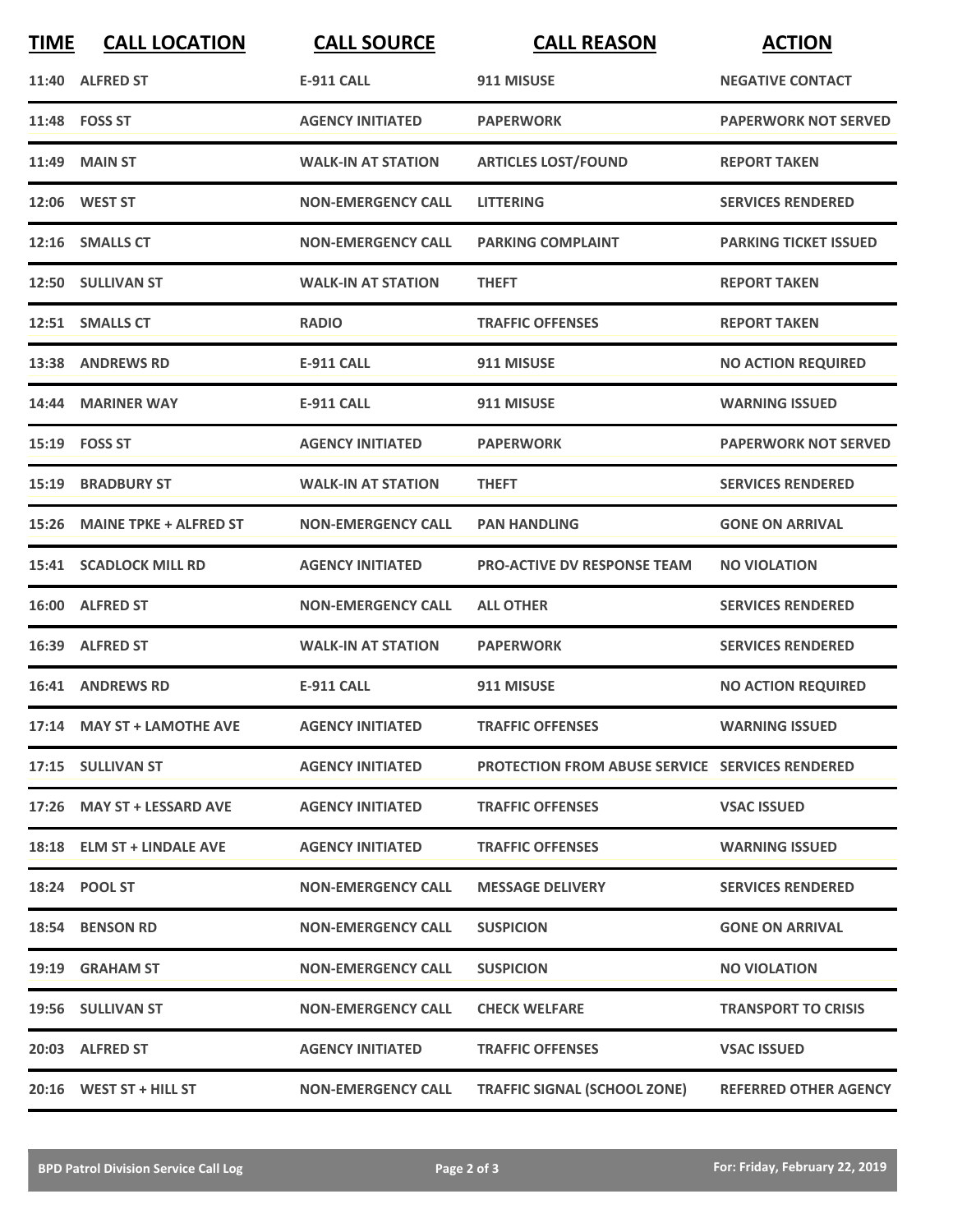| TIME | CALL LOCATION | CALL SOURCE | CALL REASON | ACTION |
|---|---|---|---|---|
| 11:40 | ALFRED ST | E-911 CALL | 911 MISUSE | NEGATIVE CONTACT |
| 11:48 | FOSS ST | AGENCY INITIATED | PAPERWORK | PAPERWORK NOT SERVED |
| 11:49 | MAIN ST | WALK-IN AT STATION | ARTICLES LOST/FOUND | REPORT TAKEN |
| 12:06 | WEST ST | NON-EMERGENCY CALL | LITTERING | SERVICES RENDERED |
| 12:16 | SMALLS CT | NON-EMERGENCY CALL | PARKING COMPLAINT | PARKING TICKET ISSUED |
| 12:50 | SULLIVAN ST | WALK-IN AT STATION | THEFT | REPORT TAKEN |
| 12:51 | SMALLS CT | RADIO | TRAFFIC OFFENSES | REPORT TAKEN |
| 13:38 | ANDREWS RD | E-911 CALL | 911 MISUSE | NO ACTION REQUIRED |
| 14:44 | MARINER WAY | E-911 CALL | 911 MISUSE | WARNING ISSUED |
| 15:19 | FOSS ST | AGENCY INITIATED | PAPERWORK | PAPERWORK NOT SERVED |
| 15:19 | BRADBURY ST | WALK-IN AT STATION | THEFT | SERVICES RENDERED |
| 15:26 | MAINE TPKE + ALFRED ST | NON-EMERGENCY CALL | PAN HANDLING | GONE ON ARRIVAL |
| 15:41 | SCADLOCK MILL RD | AGENCY INITIATED | PRO-ACTIVE DV RESPONSE TEAM | NO VIOLATION |
| 16:00 | ALFRED ST | NON-EMERGENCY CALL | ALL OTHER | SERVICES RENDERED |
| 16:39 | ALFRED ST | WALK-IN AT STATION | PAPERWORK | SERVICES RENDERED |
| 16:41 | ANDREWS RD | E-911 CALL | 911 MISUSE | NO ACTION REQUIRED |
| 17:14 | MAY ST + LAMOTHE AVE | AGENCY INITIATED | TRAFFIC OFFENSES | WARNING ISSUED |
| 17:15 | SULLIVAN ST | AGENCY INITIATED | PROTECTION FROM ABUSE SERVICE | SERVICES RENDERED |
| 17:26 | MAY ST + LESSARD AVE | AGENCY INITIATED | TRAFFIC OFFENSES | VSAC ISSUED |
| 18:18 | ELM ST + LINDALE AVE | AGENCY INITIATED | TRAFFIC OFFENSES | WARNING ISSUED |
| 18:24 | POOL ST | NON-EMERGENCY CALL | MESSAGE DELIVERY | SERVICES RENDERED |
| 18:54 | BENSON RD | NON-EMERGENCY CALL | SUSPICION | GONE ON ARRIVAL |
| 19:19 | GRAHAM ST | NON-EMERGENCY CALL | SUSPICION | NO VIOLATION |
| 19:56 | SULLIVAN ST | NON-EMERGENCY CALL | CHECK WELFARE | TRANSPORT TO CRISIS |
| 20:03 | ALFRED ST | AGENCY INITIATED | TRAFFIC OFFENSES | VSAC ISSUED |
| 20:16 | WEST ST + HILL ST | NON-EMERGENCY CALL | TRAFFIC SIGNAL (SCHOOL ZONE) | REFERRED OTHER AGENCY |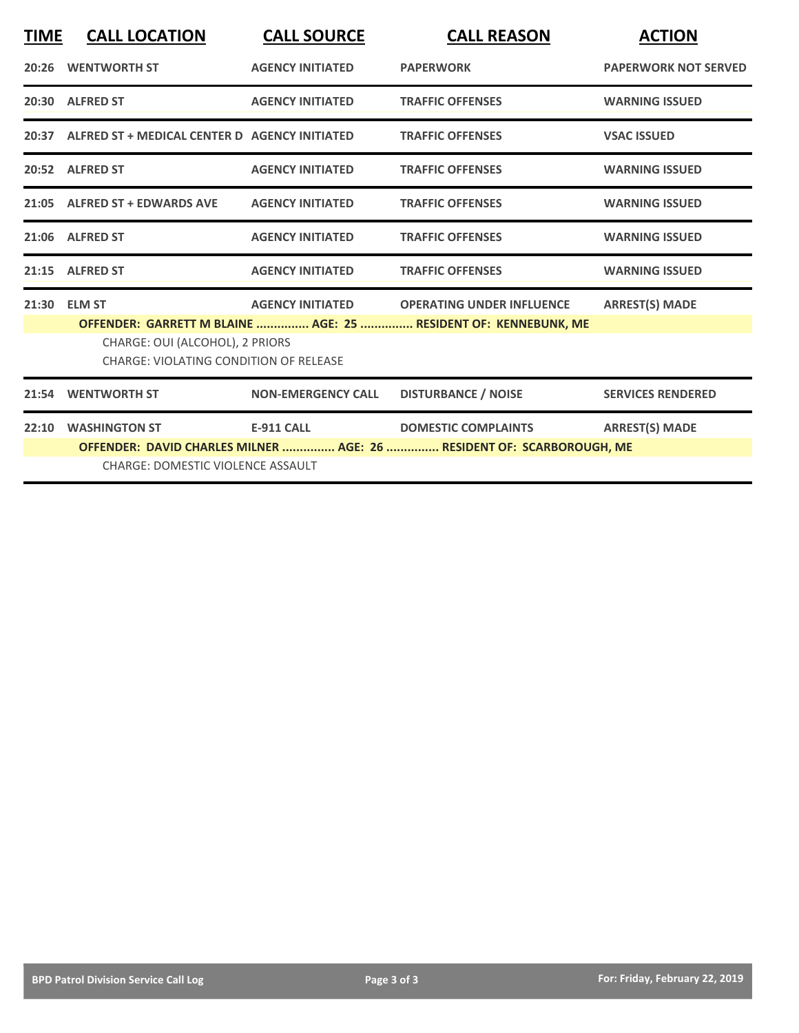| TIME | CALL LOCATION | CALL SOURCE | CALL REASON | ACTION |
|---|---|---|---|---|
| 20:26 | WENTWORTH ST | AGENCY INITIATED | PAPERWORK | PAPERWORK NOT SERVED |
| 20:30 | ALFRED ST | AGENCY INITIATED | TRAFFIC OFFENSES | WARNING ISSUED |
| 20:37 | ALFRED ST + MEDICAL CENTER D | AGENCY INITIATED | TRAFFIC OFFENSES | VSAC ISSUED |
| 20:52 | ALFRED ST | AGENCY INITIATED | TRAFFIC OFFENSES | WARNING ISSUED |
| 21:05 | ALFRED ST + EDWARDS AVE | AGENCY INITIATED | TRAFFIC OFFENSES | WARNING ISSUED |
| 21:06 | ALFRED ST | AGENCY INITIATED | TRAFFIC OFFENSES | WARNING ISSUED |
| 21:15 | ALFRED ST | AGENCY INITIATED | TRAFFIC OFFENSES | WARNING ISSUED |
| 21:30 | ELM ST | AGENCY INITIATED | OPERATING UNDER INFLUENCE | ARREST(S) MADE |
| | OFFENDER: GARRETT M BLAINE ............... AGE: 25 ............... RESIDENT OF: KENNEBUNK, ME | | | |
| | CHARGE: OUI (ALCOHOL), 2 PRIORS | | | |
| | CHARGE: VIOLATING CONDITION OF RELEASE | | | |
| 21:54 | WENTWORTH ST | NON-EMERGENCY CALL | DISTURBANCE / NOISE | SERVICES RENDERED |
| 22:10 | WASHINGTON ST | E-911 CALL | DOMESTIC COMPLAINTS | ARREST(S) MADE |
| | OFFENDER: DAVID CHARLES MILNER ............... AGE: 26 ............... RESIDENT OF: SCARBOROUGH, ME | | | |
| | CHARGE: DOMESTIC VIOLENCE ASSAULT | | | |